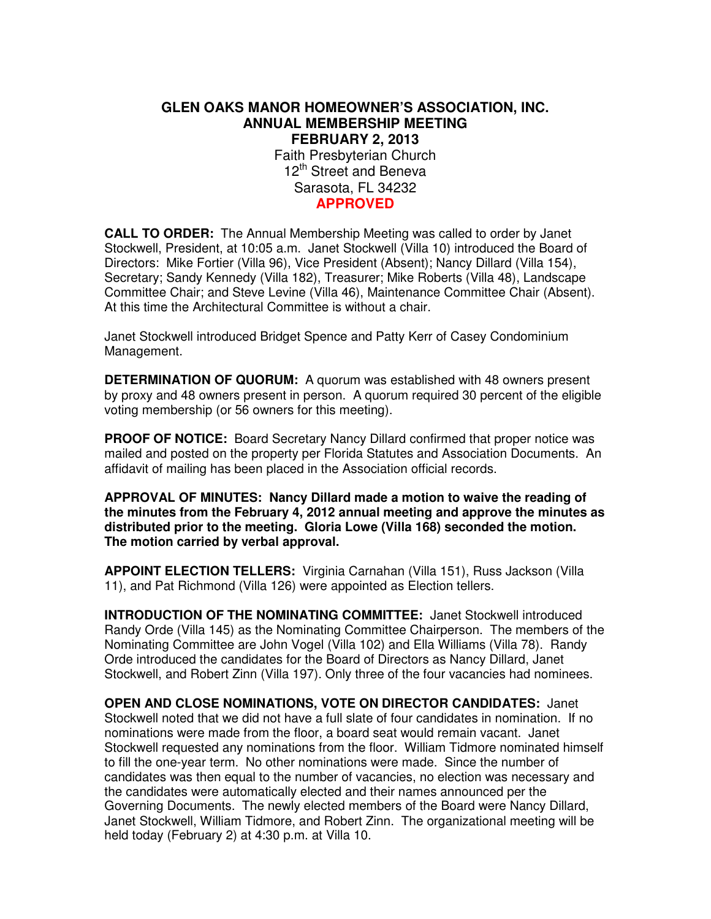# GLEN OAKS MANOR HOMEOWNER'S ASSOCIATION, INC.
## ANNUAL MEMBERSHIP MEETING
### FEBRUARY 2, 2013

Faith Presbyterian Church
12th Street and Beneva
Sarasota, FL 34232
**APPROVED**

**CALL TO ORDER:** The Annual Membership Meeting was called to order by Janet Stockwell, President, at 10:05 a.m. Janet Stockwell (Villa 10) introduced the Board of Directors: Mike Fortier (Villa 96), Vice President (Absent); Nancy Dillard (Villa 154), Secretary; Sandy Kennedy (Villa 182), Treasurer; Mike Roberts (Villa 48), Landscape Committee Chair; and Steve Levine (Villa 46), Maintenance Committee Chair (Absent). At this time the Architectural Committee is without a chair.

Janet Stockwell introduced Bridget Spence and Patty Kerr of Casey Condominium Management.

**DETERMINATION OF QUORUM:** A quorum was established with 48 owners present by proxy and 48 owners present in person. A quorum required 30 percent of the eligible voting membership (or 56 owners for this meeting).

**PROOF OF NOTICE:** Board Secretary Nancy Dillard confirmed that proper notice was mailed and posted on the property per Florida Statutes and Association Documents. An affidavit of mailing has been placed in the Association official records.

**APPROVAL OF MINUTES: Nancy Dillard made a motion to waive the reading of the minutes from the February 4, 2012 annual meeting and approve the minutes as distributed prior to the meeting. Gloria Lowe (Villa 168) seconded the motion. The motion carried by verbal approval.**

**APPOINT ELECTION TELLERS:** Virginia Carnahan (Villa 151), Russ Jackson (Villa 11), and Pat Richmond (Villa 126) were appointed as Election tellers.

**INTRODUCTION OF THE NOMINATING COMMITTEE:** Janet Stockwell introduced Randy Orde (Villa 145) as the Nominating Committee Chairperson. The members of the Nominating Committee are John Vogel (Villa 102) and Ella Williams (Villa 78). Randy Orde introduced the candidates for the Board of Directors as Nancy Dillard, Janet Stockwell, and Robert Zinn (Villa 197). Only three of the four vacancies had nominees.

**OPEN AND CLOSE NOMINATIONS, VOTE ON DIRECTOR CANDIDATES:** Janet Stockwell noted that we did not have a full slate of four candidates in nomination. If no nominations were made from the floor, a board seat would remain vacant. Janet Stockwell requested any nominations from the floor. William Tidmore nominated himself to fill the one-year term. No other nominations were made. Since the number of candidates was then equal to the number of vacancies, no election was necessary and the candidates were automatically elected and their names announced per the Governing Documents. The newly elected members of the Board were Nancy Dillard, Janet Stockwell, William Tidmore, and Robert Zinn. The organizational meeting will be held today (February 2) at 4:30 p.m. at Villa 10.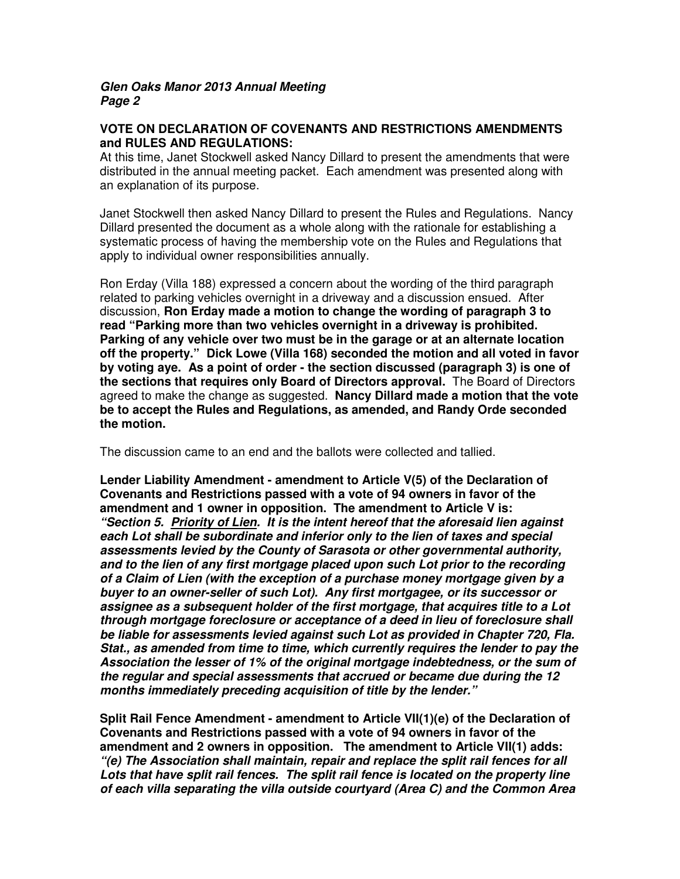**VOTE ON DECLARATION OF COVENANTS AND RESTRICTIONS AMENDMENTS and RULES AND REGULATIONS:**

At this time, Janet Stockwell asked Nancy Dillard to present the amendments that were distributed in the annual meeting packet. Each amendment was presented along with an explanation of its purpose.

Janet Stockwell then asked Nancy Dillard to present the Rules and Regulations. Nancy Dillard presented the document as a whole along with the rationale for establishing a systematic process of having the membership vote on the Rules and Regulations that apply to individual owner responsibilities annually.

Ron Erday (Villa 188) expressed a concern about the wording of the third paragraph related to parking vehicles overnight in a driveway and a discussion ensued. After discussion, **Ron Erday made a motion to change the wording of paragraph 3 to read "Parking more than two vehicles overnight in a driveway is prohibited. Parking of any vehicle over two must be in the garage or at an alternate location off the property." Dick Lowe (Villa 168) seconded the motion and all voted in favor by voting aye. As a point of order - the section discussed (paragraph 3) is one of the sections that requires only Board of Directors approval.** The Board of Directors agreed to make the change as suggested. **Nancy Dillard made a motion that the vote be to accept the Rules and Regulations, as amended, and Randy Orde seconded the motion.**

The discussion came to an end and the ballots were collected and tallied.

**Lender Liability Amendment - amendment to Article V(5) of the Declaration of Covenants and Restrictions passed with a vote of 94 owners in favor of the amendment and 1 owner in opposition. The amendment to Article V is:**
***"Section 5. Priority of Lien. It is the intent hereof that the aforesaid lien against each Lot shall be subordinate and inferior only to the lien of taxes and special assessments levied by the County of Sarasota or other governmental authority, and to the lien of any first mortgage placed upon such Lot prior to the recording of a Claim of Lien (with the exception of a purchase money mortgage given by a buyer to an owner-seller of such Lot). Any first mortgagee, or its successor or assignee as a subsequent holder of the first mortgage, that acquires title to a Lot through mortgage foreclosure or acceptance of a deed in lieu of foreclosure shall be liable for assessments levied against such Lot as provided in Chapter 720, Fla. Stat., as amended from time to time, which currently requires the lender to pay the Association the lesser of 1% of the original mortgage indebtedness, or the sum of the regular and special assessments that accrued or became due during the 12 months immediately preceding acquisition of title by the lender."***

**Split Rail Fence Amendment - amendment to Article VII(1)(e) of the Declaration of Covenants and Restrictions passed with a vote of 94 owners in favor of the amendment and 2 owners in opposition. The amendment to Article VII(1) adds:**
***"(e) The Association shall maintain, repair and replace the split rail fences for all Lots that have split rail fences. The split rail fence is located on the property line of each villa separating the villa outside courtyard (Area C) and the Common Area***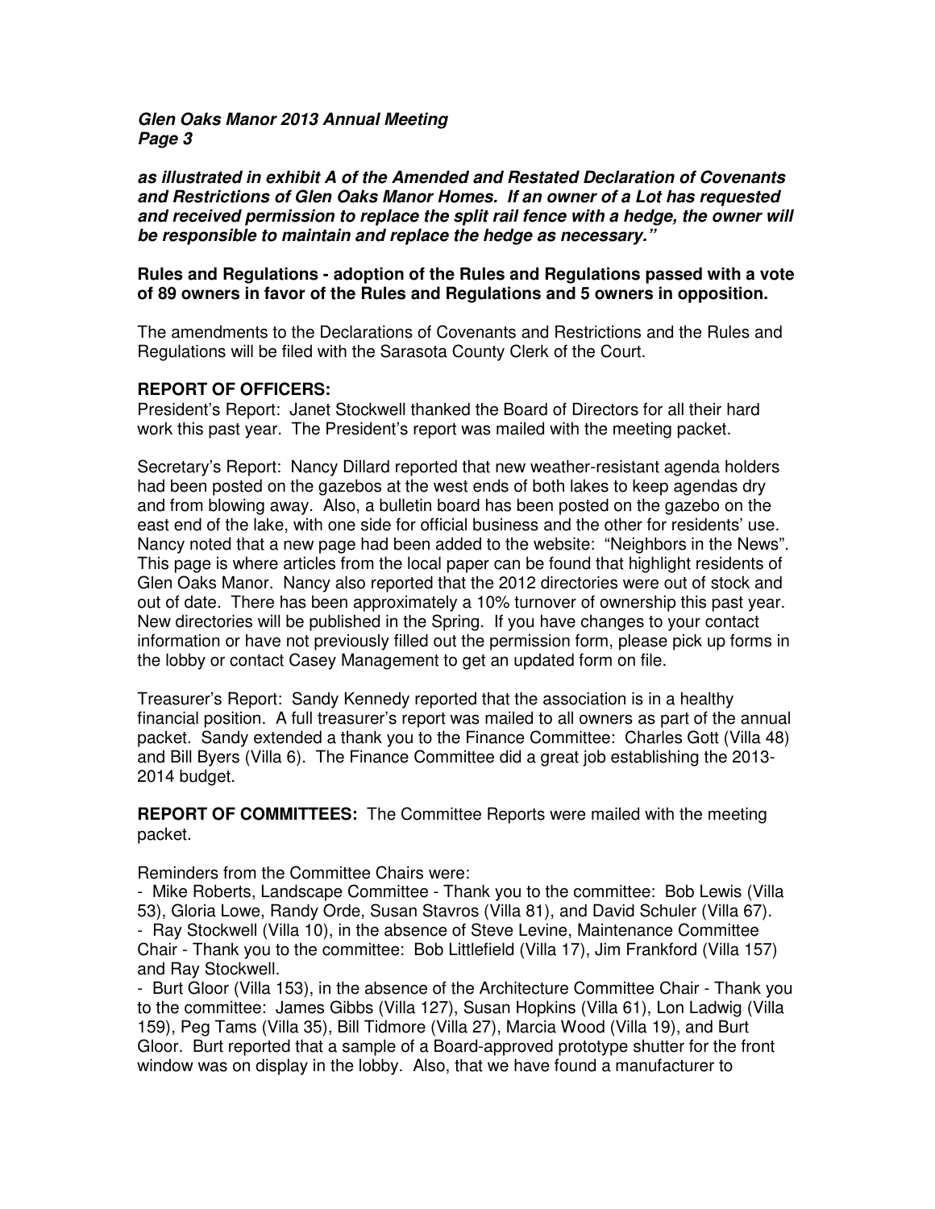***as illustrated in exhibit A of the Amended and Restated Declaration of Covenants and Restrictions of Glen Oaks Manor Homes. If an owner of a Lot has requested and received permission to replace the split rail fence with a hedge, the owner will be responsible to maintain and replace the hedge as necessary."***

**Rules and Regulations - adoption of the Rules and Regulations passed with a vote of 89 owners in favor of the Rules and Regulations and 5 owners in opposition.**

The amendments to the Declarations of Covenants and Restrictions and the Rules and Regulations will be filed with the Sarasota County Clerk of the Court.

**REPORT OF OFFICERS:**

President's Report: Janet Stockwell thanked the Board of Directors for all their hard work this past year. The President's report was mailed with the meeting packet.

Secretary's Report: Nancy Dillard reported that new weather-resistant agenda holders had been posted on the gazebos at the west ends of both lakes to keep agendas dry and from blowing away. Also, a bulletin board has been posted on the gazebo on the east end of the lake, with one side for official business and the other for residents' use. Nancy noted that a new page had been added to the website: "Neighbors in the News". This page is where articles from the local paper can be found that highlight residents of Glen Oaks Manor. Nancy also reported that the 2012 directories were out of stock and out of date. There has been approximately a 10% turnover of ownership this past year. New directories will be published in the Spring. If you have changes to your contact information or have not previously filled out the permission form, please pick up forms in the lobby or contact Casey Management to get an updated form on file.

Treasurer's Report: Sandy Kennedy reported that the association is in a healthy financial position. A full treasurer's report was mailed to all owners as part of the annual packet. Sandy extended a thank you to the Finance Committee: Charles Gott (Villa 48) and Bill Byers (Villa 6). The Finance Committee did a great job establishing the 2013-2014 budget.

**REPORT OF COMMITTEES:** The Committee Reports were mailed with the meeting packet.

Reminders from the Committee Chairs were:

- Mike Roberts, Landscape Committee - Thank you to the committee: Bob Lewis (Villa 53), Gloria Lowe, Randy Orde, Susan Stavros (Villa 81), and David Schuler (Villa 67).
- Ray Stockwell (Villa 10), in the absence of Steve Levine, Maintenance Committee Chair - Thank you to the committee: Bob Littlefield (Villa 17), Jim Frankford (Villa 157) and Ray Stockwell.
- Burt Gloor (Villa 153), in the absence of the Architecture Committee Chair - Thank you to the committee: James Gibbs (Villa 127), Susan Hopkins (Villa 61), Lon Ladwig (Villa 159), Peg Tams (Villa 35), Bill Tidmore (Villa 27), Marcia Wood (Villa 19), and Burt Gloor. Burt reported that a sample of a Board-approved prototype shutter for the front window was on display in the lobby. Also, that we have found a manufacturer to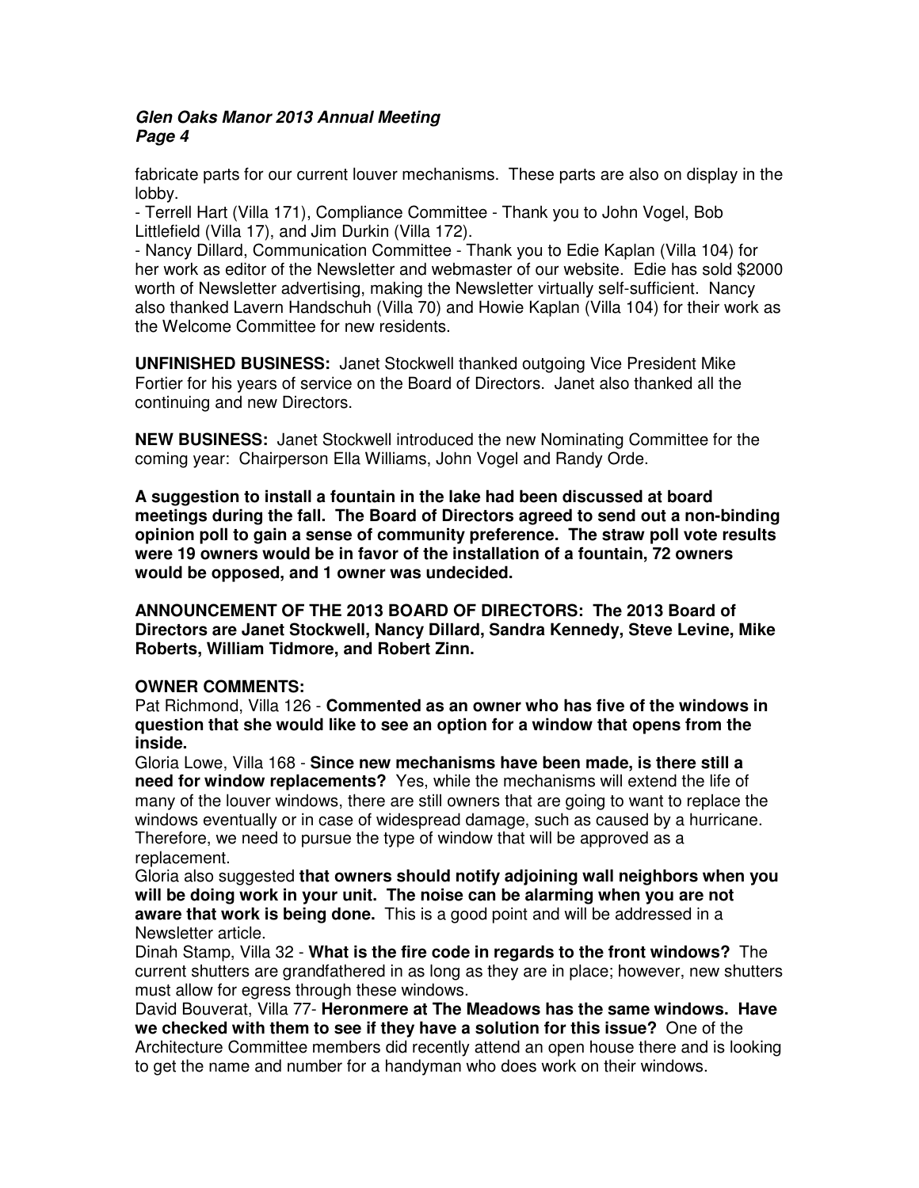fabricate parts for our current louver mechanisms. These parts are also on display in the lobby.

- Terrell Hart (Villa 171), Compliance Committee - Thank you to John Vogel, Bob Littlefield (Villa 17), and Jim Durkin (Villa 172).
- Nancy Dillard, Communication Committee - Thank you to Edie Kaplan (Villa 104) for her work as editor of the Newsletter and webmaster of our website. Edie has sold $2000 worth of Newsletter advertising, making the Newsletter virtually self-sufficient. Nancy also thanked Lavern Handschuh (Villa 70) and Howie Kaplan (Villa 104) for their work as the Welcome Committee for new residents.

**UNFINISHED BUSINESS:** Janet Stockwell thanked outgoing Vice President Mike Fortier for his years of service on the Board of Directors. Janet also thanked all the continuing and new Directors.

**NEW BUSINESS:** Janet Stockwell introduced the new Nominating Committee for the coming year: Chairperson Ella Williams, John Vogel and Randy Orde.

**A suggestion to install a fountain in the lake had been discussed at board meetings during the fall. The Board of Directors agreed to send out a non-binding opinion poll to gain a sense of community preference. The straw poll vote results were 19 owners would be in favor of the installation of a fountain, 72 owners would be opposed, and 1 owner was undecided.**

**ANNOUNCEMENT OF THE 2013 BOARD OF DIRECTORS: The 2013 Board of Directors are Janet Stockwell, Nancy Dillard, Sandra Kennedy, Steve Levine, Mike Roberts, William Tidmore, and Robert Zinn.**

**OWNER COMMENTS:**

Pat Richmond, Villa 126 - **Commented as an owner who has five of the windows in question that she would like to see an option for a window that opens from the inside.**

Gloria Lowe, Villa 168 - **Since new mechanisms have been made, is there still a need for window replacements?** Yes, while the mechanisms will extend the life of many of the louver windows, there are still owners that are going to want to replace the windows eventually or in case of widespread damage, such as caused by a hurricane. Therefore, we need to pursue the type of window that will be approved as a replacement.

Gloria also suggested **that owners should notify adjoining wall neighbors when you will be doing work in your unit. The noise can be alarming when you are not aware that work is being done.** This is a good point and will be addressed in a Newsletter article.

Dinah Stamp, Villa 32 - **What is the fire code in regards to the front windows?** The current shutters are grandfathered in as long as they are in place; however, new shutters must allow for egress through these windows.

David Bouverat, Villa 77- **Heronmere at The Meadows has the same windows. Have we checked with them to see if they have a solution for this issue?** One of the Architecture Committee members did recently attend an open house there and is looking to get the name and number for a handyman who does work on their windows.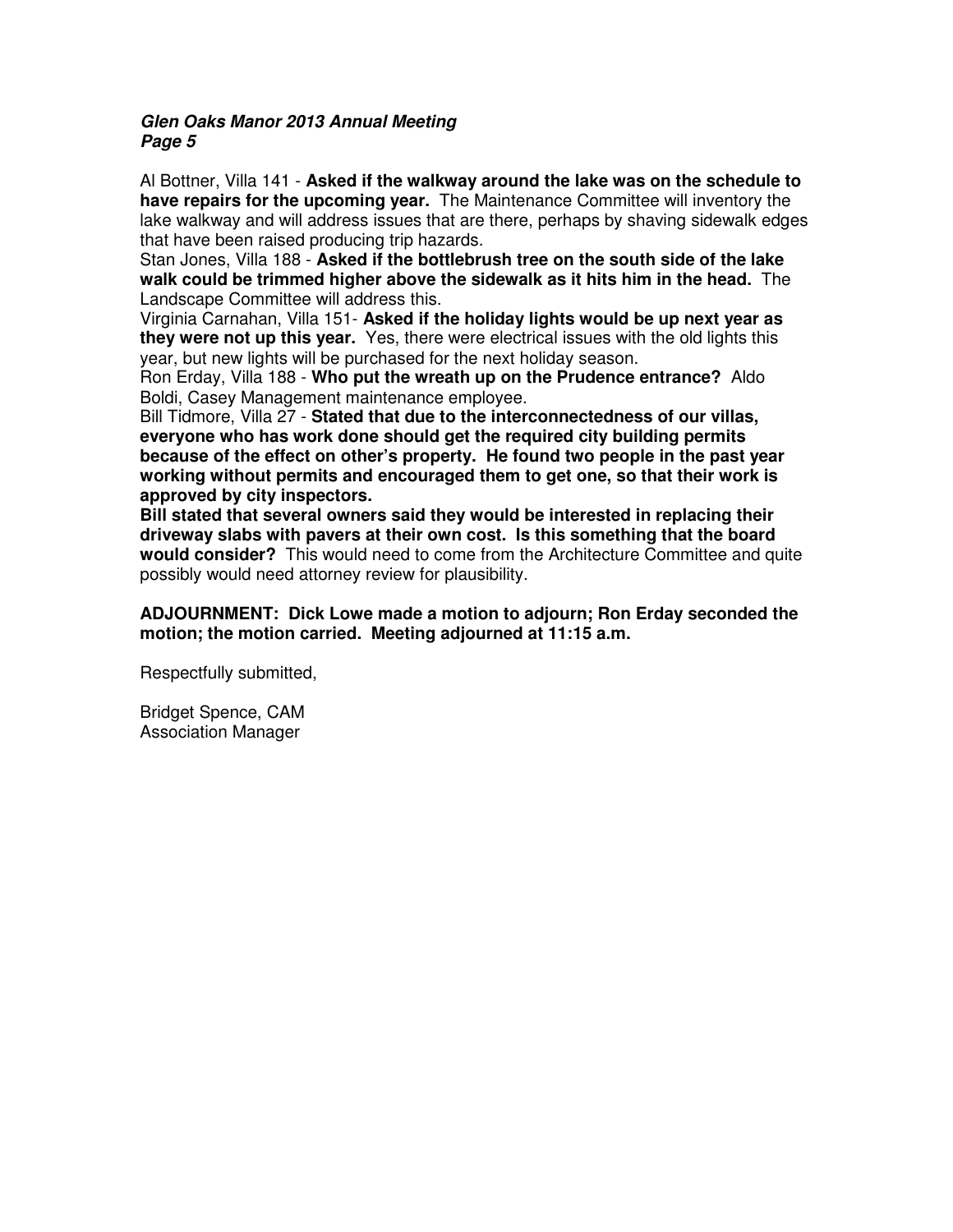Al Bottner, Villa 141 - **Asked if the walkway around the lake was on the schedule to have repairs for the upcoming year.** The Maintenance Committee will inventory the lake walkway and will address issues that are there, perhaps by shaving sidewalk edges that have been raised producing trip hazards.

Stan Jones, Villa 188 - **Asked if the bottlebrush tree on the south side of the lake walk could be trimmed higher above the sidewalk as it hits him in the head.** The Landscape Committee will address this.

Virginia Carnahan, Villa 151- **Asked if the holiday lights would be up next year as they were not up this year.** Yes, there were electrical issues with the old lights this year, but new lights will be purchased for the next holiday season.

Ron Erday, Villa 188 - **Who put the wreath up on the Prudence entrance?** Aldo Boldi, Casey Management maintenance employee.

Bill Tidmore, Villa 27 - **Stated that due to the interconnectedness of our villas, everyone who has work done should get the required city building permits because of the effect on other's property. He found two people in the past year working without permits and encouraged them to get one, so that their work is approved by city inspectors.**

**Bill stated that several owners said they would be interested in replacing their driveway slabs with pavers at their own cost. Is this something that the board would consider?** This would need to come from the Architecture Committee and quite possibly would need attorney review for plausibility.

**ADJOURNMENT: Dick Lowe made a motion to adjourn; Ron Erday seconded the motion; the motion carried. Meeting adjourned at 11:15 a.m.**

Respectfully submitted,

Bridget Spence, CAM
Association Manager